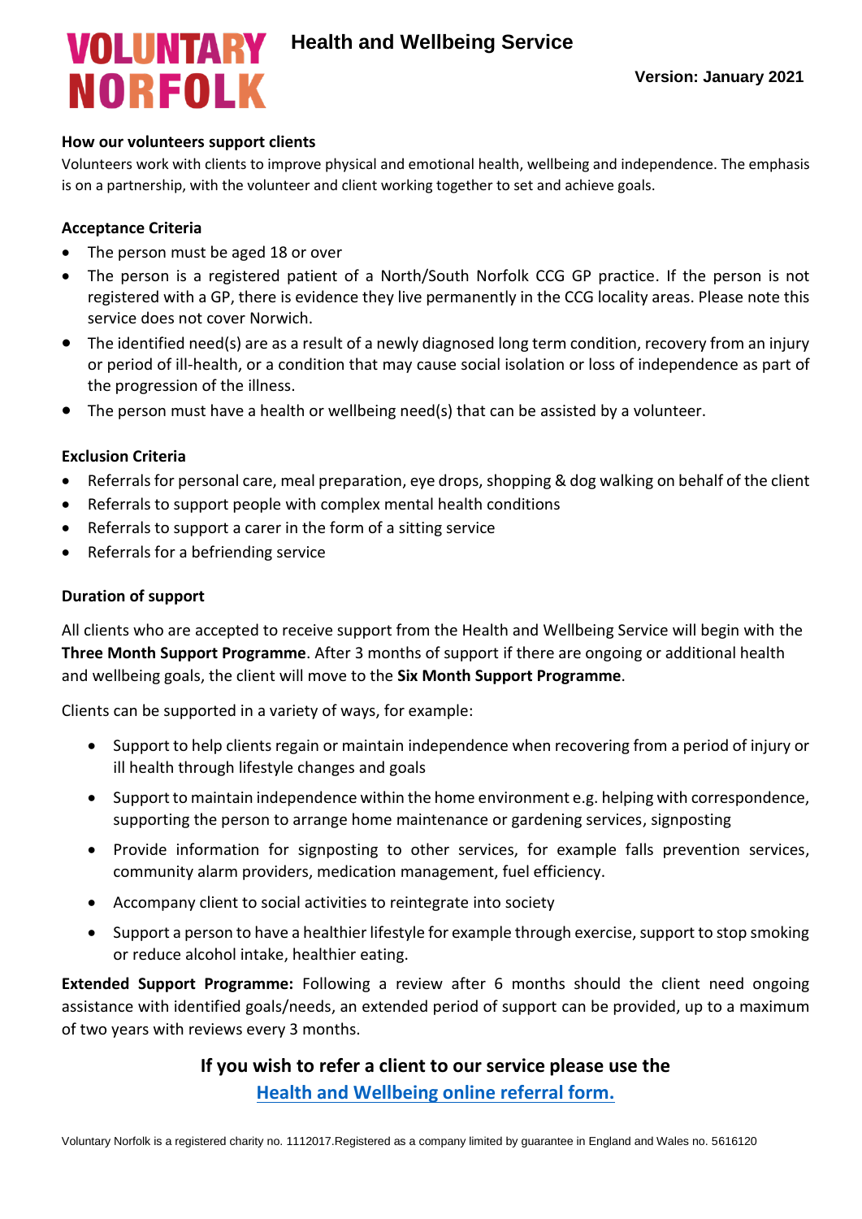# VOLUNTARY NORFOLK

## Health and Wellbeing Service

**Version: January 2021**

**How our volunteers support clients**

Volunteers work with clients to improve physical and emotional health, wellbeing and independence. The emphasis is on a partnership, with the volunteer and client working together to set and achieve goals.

**Acceptance Criteria**

- The person must be aged 18 or over
- The person is a registered patient of a North/South Norfolk CCG GP practice. If the person is not registered with a GP, there is evidence they live permanently in the CCG locality areas. Please note this service does not cover Norwich.
- The identified need(s) are as a result of a newly diagnosed long term condition, recovery from an injury or period of ill-health, or a condition that may cause social isolation or loss of independence as part of the progression of the illness.
- The person must have a health or wellbeing need(s) that can be assisted by a volunteer.

**Exclusion Criteria**

- Referrals for personal care, meal preparation, eye drops, shopping & dog walking on behalf of the client
- Referrals to support people with complex mental health conditions
- Referrals to support a carer in the form of a sitting service
- Referrals for a befriending service

**Duration of support**

All clients who are accepted to receive support from the Health and Wellbeing Service will begin with the **Three Month Support Programme**. After 3 months of support if there are ongoing or additional health and wellbeing goals, the client will move to the **Six Month Support Programme**.

Clients can be supported in a variety of ways, for example:

- Support to help clients regain or maintain independence when recovering from a period of injury or ill health through lifestyle changes and goals
- Support to maintain independence within the home environment e.g. helping with correspondence, supporting the person to arrange home maintenance or gardening services, signposting
- Provide information for signposting to other services, for example falls prevention services, community alarm providers, medication management, fuel efficiency.
- Accompany client to social activities to reintegrate into society
- Support a person to have a healthier lifestyle for example through exercise, support to stop smoking or reduce alcohol intake, healthier eating.

**Extended Support Programme:** Following a review after 6 months should the client need ongoing assistance with identified goals/needs, an extended period of support can be provided, up to a maximum of two years with reviews every 3 months.

**If you wish to refer a client to our service please use the**
**Health and Wellbeing online referral form.**

Voluntary Norfolk is a registered charity no. 1112017.Registered as a company limited by guarantee in England and Wales no. 5616120